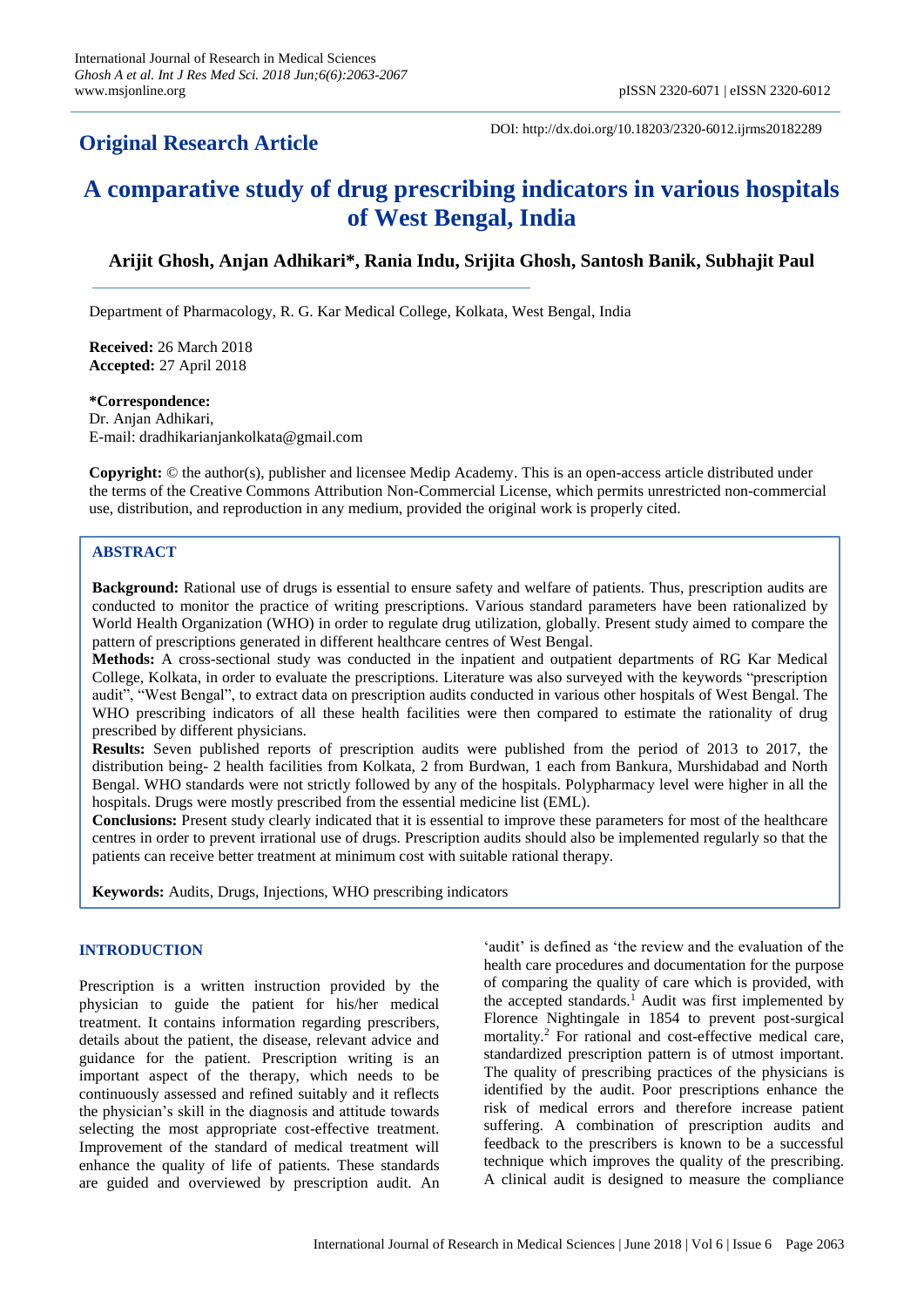## Original Research Article

DOI: http://dx.doi.org/10.18203/2320-6012.ijrms20182289

# A comparative study of drug prescribing indicators in various hospitals of West Bengal, India

**Arijit Ghosh, Anjan Adhikari\*, Rania Indu, Srijita Ghosh, Santosh Banik, Subhajit Paul**

Department of Pharmacology, R. G. Kar Medical College, Kolkata, West Bengal, India

**Received:** 26 March 2018
**Accepted:** 27 April 2018

**\*Correspondence:**
Dr. Anjan Adhikari,
E-mail: dradhikarianjankolkata@gmail.com

**Copyright:** © the author(s), publisher and licensee Medip Academy. This is an open-access article distributed under the terms of the Creative Commons Attribution Non-Commercial License, which permits unrestricted non-commercial use, distribution, and reproduction in any medium, provided the original work is properly cited.

## ABSTRACT

**Background:** Rational use of drugs is essential to ensure safety and welfare of patients. Thus, prescription audits are conducted to monitor the practice of writing prescriptions. Various standard parameters have been rationalized by World Health Organization (WHO) in order to regulate drug utilization, globally. Present study aimed to compare the pattern of prescriptions generated in different healthcare centres of West Bengal.

**Methods:** A cross-sectional study was conducted in the inpatient and outpatient departments of RG Kar Medical College, Kolkata, in order to evaluate the prescriptions. Literature was also surveyed with the keywords "prescription audit", "West Bengal", to extract data on prescription audits conducted in various other hospitals of West Bengal. The WHO prescribing indicators of all these health facilities were then compared to estimate the rationality of drug prescribed by different physicians.

**Results:** Seven published reports of prescription audits were published from the period of 2013 to 2017, the distribution being- 2 health facilities from Kolkata, 2 from Burdwan, 1 each from Bankura, Murshidabad and North Bengal. WHO standards were not strictly followed by any of the hospitals. Polypharmacy level were higher in all the hospitals. Drugs were mostly prescribed from the essential medicine list (EML).

**Conclusions:** Present study clearly indicated that it is essential to improve these parameters for most of the healthcare centres in order to prevent irrational use of drugs. Prescription audits should also be implemented regularly so that the patients can receive better treatment at minimum cost with suitable rational therapy.

**Keywords:** Audits, Drugs, Injections, WHO prescribing indicators

## INTRODUCTION

Prescription is a written instruction provided by the physician to guide the patient for his/her medical treatment. It contains information regarding prescribers, details about the patient, the disease, relevant advice and guidance for the patient. Prescription writing is an important aspect of the therapy, which needs to be continuously assessed and refined suitably and it reflects the physician's skill in the diagnosis and attitude towards selecting the most appropriate cost-effective treatment. Improvement of the standard of medical treatment will enhance the quality of life of patients. These standards are guided and overviewed by prescription audit. An 'audit' is defined as 'the review and the evaluation of the health care procedures and documentation for the purpose of comparing the quality of care which is provided, with the accepted standards.[1] Audit was first implemented by Florence Nightingale in 1854 to prevent post-surgical mortality.[2] For rational and cost-effective medical care, standardized prescription pattern is of utmost important. The quality of prescribing practices of the physicians is identified by the audit. Poor prescriptions enhance the risk of medical errors and therefore increase patient suffering. A combination of prescription audits and feedback to the prescribers is known to be a successful technique which improves the quality of the prescribing. A clinical audit is designed to measure the compliance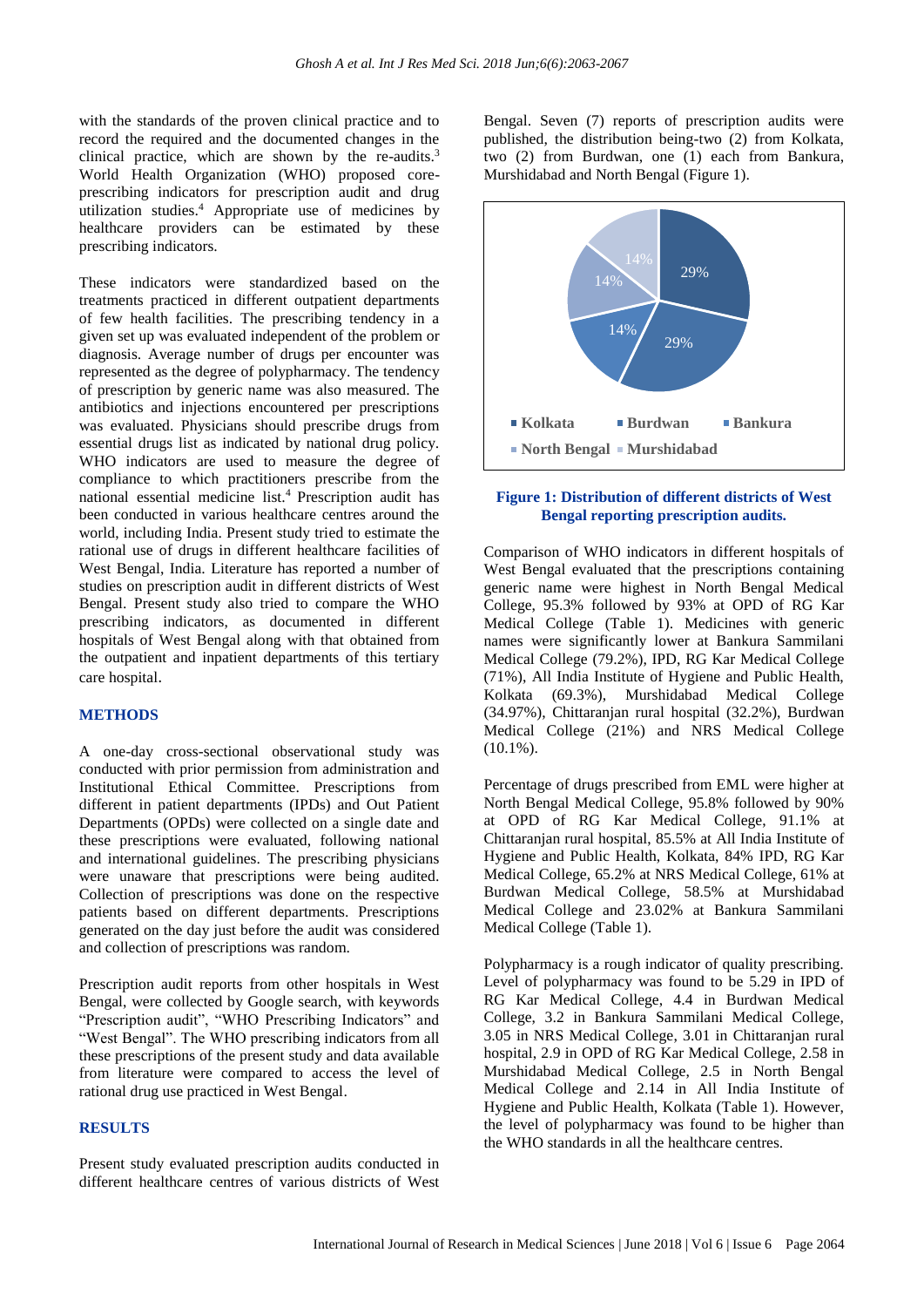with the standards of the proven clinical practice and to record the required and the documented changes in the clinical practice, which are shown by the re-audits.[3] World Health Organization (WHO) proposed core-prescribing indicators for prescription audit and drug utilization studies.[4] Appropriate use of medicines by healthcare providers can be estimated by these prescribing indicators.

These indicators were standardized based on the treatments practiced in different outpatient departments of few health facilities. The prescribing tendency in a given set up was evaluated independent of the problem or diagnosis. Average number of drugs per encounter was represented as the degree of polypharmacy. The tendency of prescription by generic name was also measured. The antibiotics and injections encountered per prescriptions was evaluated. Physicians should prescribe drugs from essential drugs list as indicated by national drug policy. WHO indicators are used to measure the degree of compliance to which practitioners prescribe from the national essential medicine list.[4] Prescription audit has been conducted in various healthcare centres around the world, including India. Present study tried to estimate the rational use of drugs in different healthcare facilities of West Bengal, India. Literature has reported a number of studies on prescription audit in different districts of West Bengal. Present study also tried to compare the WHO prescribing indicators, as documented in different hospitals of West Bengal along with that obtained from the outpatient and inpatient departments of this tertiary care hospital.

## METHODS

A one-day cross-sectional observational study was conducted with prior permission from administration and Institutional Ethical Committee. Prescriptions from different in patient departments (IPDs) and Out Patient Departments (OPDs) were collected on a single date and these prescriptions were evaluated, following national and international guidelines. The prescribing physicians were unaware that prescriptions were being audited. Collection of prescriptions was done on the respective patients based on different departments. Prescriptions generated on the day just before the audit was considered and collection of prescriptions was random.

Prescription audit reports from other hospitals in West Bengal, were collected by Google search, with keywords "Prescription audit", "WHO Prescribing Indicators" and "West Bengal". The WHO prescribing indicators from all these prescriptions of the present study and data available from literature were compared to access the level of rational drug use practiced in West Bengal.

## RESULTS

Present study evaluated prescription audits conducted in different healthcare centres of various districts of West Bengal. Seven (7) reports of prescription audits were published, the distribution being-two (2) from Kolkata, two (2) from Burdwan, one (1) each from Bankura, Murshidabad and North Bengal (Figure 1).

**Figure 1: Distribution of different districts of West Bengal reporting prescription audits.**

Comparison of WHO indicators in different hospitals of West Bengal evaluated that the prescriptions containing generic name were highest in North Bengal Medical College, 95.3% followed by 93% at OPD of RG Kar Medical College (Table 1). Medicines with generic names were significantly lower at Bankura Sammilani Medical College (79.2%), IPD, RG Kar Medical College (71%), All India Institute of Hygiene and Public Health, Kolkata (69.3%), Murshidabad Medical College (34.97%), Chittaranjan rural hospital (32.2%), Burdwan Medical College (21%) and NRS Medical College (10.1%).

Percentage of drugs prescribed from EML were higher at North Bengal Medical College, 95.8% followed by 90% at OPD of RG Kar Medical College, 91.1% at Chittaranjan rural hospital, 85.5% at All India Institute of Hygiene and Public Health, Kolkata, 84% IPD, RG Kar Medical College, 65.2% at NRS Medical College, 61% at Burdwan Medical College, 58.5% at Murshidabad Medical College and 23.02% at Bankura Sammilani Medical College (Table 1).

Polypharmacy is a rough indicator of quality prescribing. Level of polypharmacy was found to be 5.29 in IPD of RG Kar Medical College, 4.4 in Burdwan Medical College, 3.2 in Bankura Sammilani Medical College, 3.05 in NRS Medical College, 3.01 in Chittaranjan rural hospital, 2.9 in OPD of RG Kar Medical College, 2.58 in Murshidabad Medical College, 2.5 in North Bengal Medical College and 2.14 in All India Institute of Hygiene and Public Health, Kolkata (Table 1). However, the level of polypharmacy was found to be higher than the WHO standards in all the healthcare centres.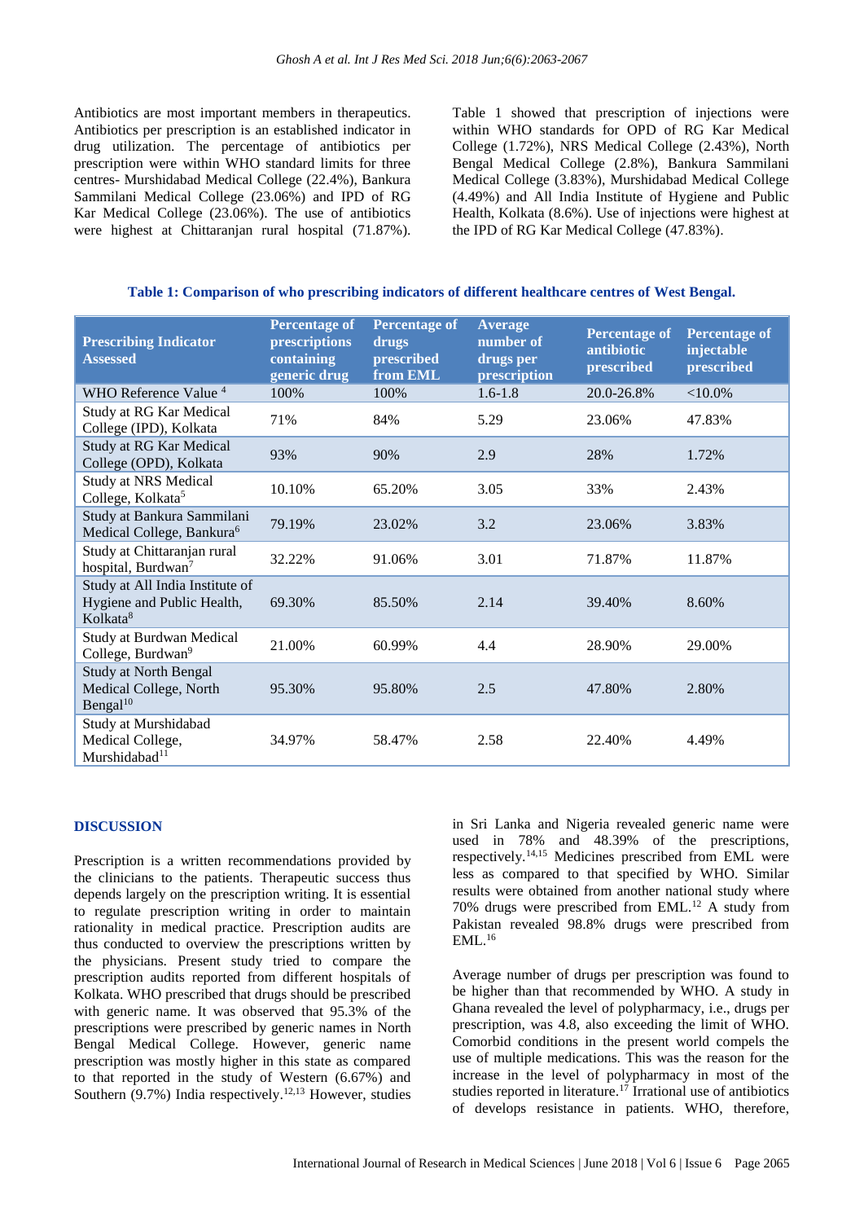Antibiotics are most important members in therapeutics. Antibiotics per prescription is an established indicator in drug utilization. The percentage of antibiotics per prescription were within WHO standard limits for three centres- Murshidabad Medical College (22.4%), Bankura Sammilani Medical College (23.06%) and IPD of RG Kar Medical College (23.06%). The use of antibiotics were highest at Chittaranjan rural hospital (71.87%).

Table 1 showed that prescription of injections were within WHO standards for OPD of RG Kar Medical College (1.72%), NRS Medical College (2.43%), North Bengal Medical College (2.8%), Bankura Sammilani Medical College (3.83%), Murshidabad Medical College (4.49%) and All India Institute of Hygiene and Public Health, Kolkata (8.6%). Use of injections were highest at the IPD of RG Kar Medical College (47.83%).

**Table 1: Comparison of who prescribing indicators of different healthcare centres of West Bengal.**

| Prescribing Indicator Assessed | Percentage of prescriptions containing generic drug | Percentage of drugs prescribed from EML | Average number of drugs per prescription | Percentage of antibiotic prescribed | Percentage of injectable prescribed |
|---|---|---|---|---|---|
| WHO Reference Value [4] | 100% | 100% | 1.6-1.8 | 20.0-26.8% | <10.0% |
| Study at RG Kar Medical College (IPD), Kolkata | 71% | 84% | 5.29 | 23.06% | 47.83% |
| Study at RG Kar Medical College (OPD), Kolkata | 93% | 90% | 2.9 | 28% | 1.72% |
| Study at NRS Medical College, Kolkata[5] | 10.10% | 65.20% | 3.05 | 33% | 2.43% |
| Study at Bankura Sammilani Medical College, Bankura[6] | 79.19% | 23.02% | 3.2 | 23.06% | 3.83% |
| Study at Chittaranjan rural hospital, Burdwan[7] | 32.22% | 91.06% | 3.01 | 71.87% | 11.87% |
| Study at All India Institute of Hygiene and Public Health, Kolkata[8] | 69.30% | 85.50% | 2.14 | 39.40% | 8.60% |
| Study at Burdwan Medical College, Burdwan[9] | 21.00% | 60.99% | 4.4 | 28.90% | 29.00% |
| Study at North Bengal Medical College, North Bengal[10] | 95.30% | 95.80% | 2.5 | 47.80% | 2.80% |
| Study at Murshidabad Medical College, Murshidabad[11] | 34.97% | 58.47% | 2.58 | 22.40% | 4.49% |

## DISCUSSION

Prescription is a written recommendations provided by the clinicians to the patients. Therapeutic success thus depends largely on the prescription writing. It is essential to regulate prescription writing in order to maintain rationality in medical practice. Prescription audits are thus conducted to overview the prescriptions written by the physicians. Present study tried to compare the prescription audits reported from different hospitals of Kolkata. WHO prescribed that drugs should be prescribed with generic name. It was observed that 95.3% of the prescriptions were prescribed by generic names in North Bengal Medical College. However, generic name prescription was mostly higher in this state as compared to that reported in the study of Western (6.67%) and Southern (9.7%) India respectively.[12,13] However, studies in Sri Lanka and Nigeria revealed generic name were used in 78% and 48.39% of the prescriptions, respectively.[14,15] Medicines prescribed from EML were less as compared to that specified by WHO. Similar results were obtained from another national study where 70% drugs were prescribed from EML.[12] A study from Pakistan revealed 98.8% drugs were prescribed from EML.[16]

Average number of drugs per prescription was found to be higher than that recommended by WHO. A study in Ghana revealed the level of polypharmacy, i.e., drugs per prescription, was 4.8, also exceeding the limit of WHO. Comorbid conditions in the present world compels the use of multiple medications. This was the reason for the increase in the level of polypharmacy in most of the studies reported in literature.[17] Irrational use of antibiotics of develops resistance in patients. WHO, therefore,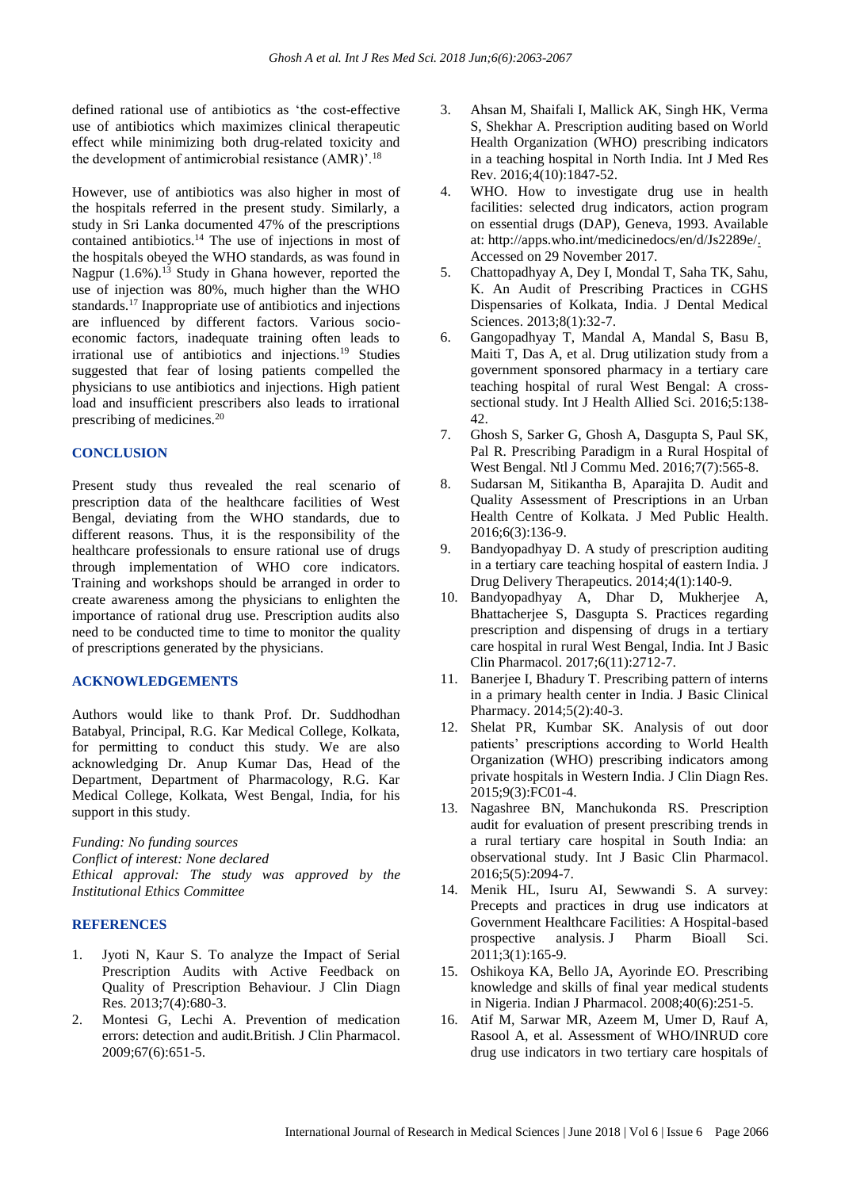defined rational use of antibiotics as 'the cost-effective use of antibiotics which maximizes clinical therapeutic effect while minimizing both drug-related toxicity and the development of antimicrobial resistance (AMR)'.[18]

However, use of antibiotics was also higher in most of the hospitals referred in the present study. Similarly, a study in Sri Lanka documented 47% of the prescriptions contained antibiotics.[14] The use of injections in most of the hospitals obeyed the WHO standards, as was found in Nagpur (1.6%).[13] Study in Ghana however, reported the use of injection was 80%, much higher than the WHO standards.[17] Inappropriate use of antibiotics and injections are influenced by different factors. Various socio-economic factors, inadequate training often leads to irrational use of antibiotics and injections.[19] Studies suggested that fear of losing patients compelled the physicians to use antibiotics and injections. High patient load and insufficient prescribers also leads to irrational prescribing of medicines.[20]

## CONCLUSION

Present study thus revealed the real scenario of prescription data of the healthcare facilities of West Bengal, deviating from the WHO standards, due to different reasons. Thus, it is the responsibility of the healthcare professionals to ensure rational use of drugs through implementation of WHO core indicators. Training and workshops should be arranged in order to create awareness among the physicians to enlighten the importance of rational drug use. Prescription audits also need to be conducted time to time to monitor the quality of prescriptions generated by the physicians.

## ACKNOWLEDGEMENTS

Authors would like to thank Prof. Dr. Suddhodhan Batabyal, Principal, R.G. Kar Medical College, Kolkata, for permitting to conduct this study. We are also acknowledging Dr. Anup Kumar Das, Head of the Department, Department of Pharmacology, R.G. Kar Medical College, Kolkata, West Bengal, India, for his support in this study.

*Funding: No funding sources*
*Conflict of interest: None declared*
*Ethical approval: The study was approved by the Institutional Ethics Committee*

## REFERENCES

1. Jyoti N, Kaur S. To analyze the Impact of Serial Prescription Audits with Active Feedback on Quality of Prescription Behaviour. J Clin Diagn Res. 2013;7(4):680-3.
2. Montesi G, Lechi A. Prevention of medication errors: detection and audit.British. J Clin Pharmacol. 2009;67(6):651-5.
3. Ahsan M, Shaifali I, Mallick AK, Singh HK, Verma S, Shekhar A. Prescription auditing based on World Health Organization (WHO) prescribing indicators in a teaching hospital in North India. Int J Med Res Rev. 2016;4(10):1847-52.
4. WHO. How to investigate drug use in health facilities: selected drug indicators, action program on essential drugs (DAP), Geneva, 1993. Available at: http://apps.who.int/medicinedocs/en/d/Js2289e/. Accessed on 29 November 2017.
5. Chattopadhyay A, Dey I, Mondal T, Saha TK, Sahu, K. An Audit of Prescribing Practices in CGHS Dispensaries of Kolkata, India. J Dental Medical Sciences. 2013;8(1):32-7.
6. Gangopadhyay T, Mandal A, Mandal S, Basu B, Maiti T, Das A, et al. Drug utilization study from a government sponsored pharmacy in a tertiary care teaching hospital of rural West Bengal: A cross-sectional study. Int J Health Allied Sci. 2016;5:138-42.
7. Ghosh S, Sarker G, Ghosh A, Dasgupta S, Paul SK, Pal R. Prescribing Paradigm in a Rural Hospital of West Bengal. Ntl J Commu Med. 2016;7(7):565-8.
8. Sudarsan M, Sitikantha B, Aparajita D. Audit and Quality Assessment of Prescriptions in an Urban Health Centre of Kolkata. J Med Public Health. 2016;6(3):136-9.
9. Bandyopadhyay D. A study of prescription auditing in a tertiary care teaching hospital of eastern India. J Drug Delivery Therapeutics. 2014;4(1):140-9.
10. Bandyopadhyay A, Dhar D, Mukherjee A, Bhattacherjee S, Dasgupta S. Practices regarding prescription and dispensing of drugs in a tertiary care hospital in rural West Bengal, India. Int J Basic Clin Pharmacol. 2017;6(11):2712-7.
11. Banerjee I, Bhadury T. Prescribing pattern of interns in a primary health center in India. J Basic Clinical Pharmacy. 2014;5(2):40-3.
12. Shelat PR, Kumbar SK. Analysis of out door patients' prescriptions according to World Health Organization (WHO) prescribing indicators among private hospitals in Western India. J Clin Diagn Res. 2015;9(3):FC01-4.
13. Nagashree BN, Manchukonda RS. Prescription audit for evaluation of present prescribing trends in a rural tertiary care hospital in South India: an observational study. Int J Basic Clin Pharmacol. 2016;5(5):2094-7.
14. Menik HL, Isuru AI, Sewwandi S. A survey: Precepts and practices in drug use indicators at Government Healthcare Facilities: A Hospital-based prospective analysis. J Pharm Bioall Sci. 2011;3(1):165-9.
15. Oshikoya KA, Bello JA, Ayorinde EO. Prescribing knowledge and skills of final year medical students in Nigeria. Indian J Pharmacol. 2008;40(6):251-5.
16. Atif M, Sarwar MR, Azeem M, Umer D, Rauf A, Rasool A, et al. Assessment of WHO/INRUD core drug use indicators in two tertiary care hospitals of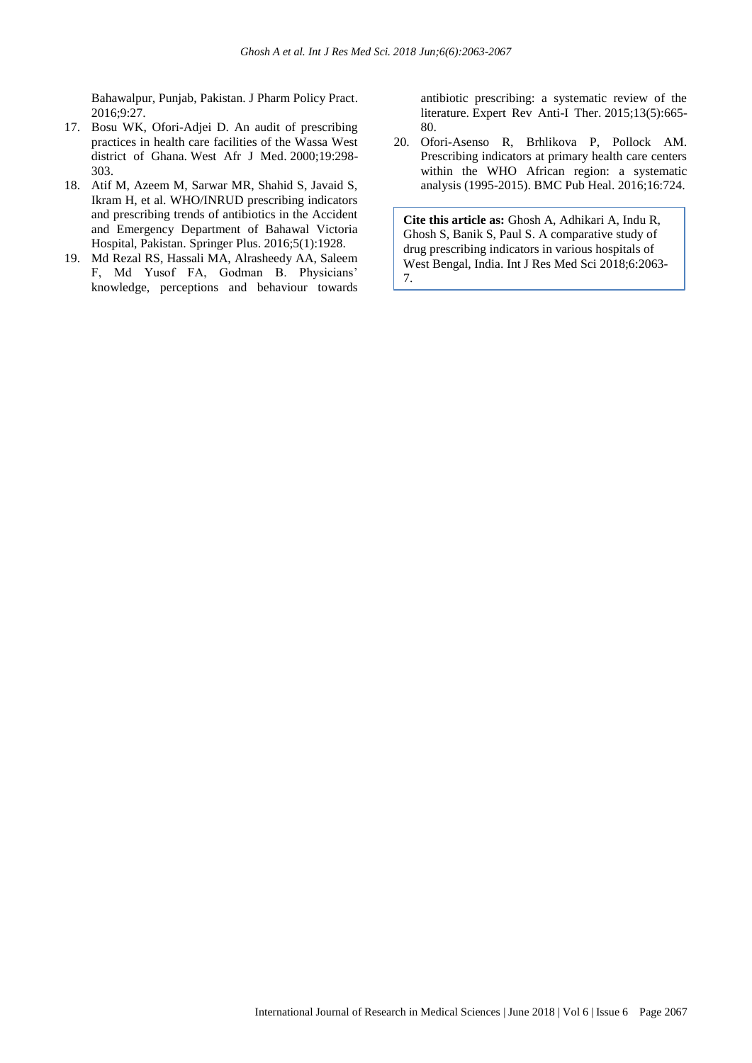Bahawalpur, Punjab, Pakistan. J Pharm Policy Pract. 2016;9:27.

17. Bosu WK, Ofori-Adjei D. An audit of prescribing practices in health care facilities of the Wassa West district of Ghana. West Afr J Med. 2000;19:298-303.
18. Atif M, Azeem M, Sarwar MR, Shahid S, Javaid S, Ikram H, et al. WHO/INRUD prescribing indicators and prescribing trends of antibiotics in the Accident and Emergency Department of Bahawal Victoria Hospital, Pakistan. Springer Plus. 2016;5(1):1928.
19. Md Rezal RS, Hassali MA, Alrasheedy AA, Saleem F, Md Yusof FA, Godman B. Physicians' knowledge, perceptions and behaviour towards antibiotic prescribing: a systematic review of the literature. Expert Rev Anti-I Ther. 2015;13(5):665-80.
20. Ofori-Asenso R, Brhlikova P, Pollock AM. Prescribing indicators at primary health care centers within the WHO African region: a systematic analysis (1995-2015). BMC Pub Heal. 2016;16:724.

**Cite this article as:** Ghosh A, Adhikari A, Indu R, Ghosh S, Banik S, Paul S. A comparative study of drug prescribing indicators in various hospitals of West Bengal, India. Int J Res Med Sci 2018;6:2063-7.